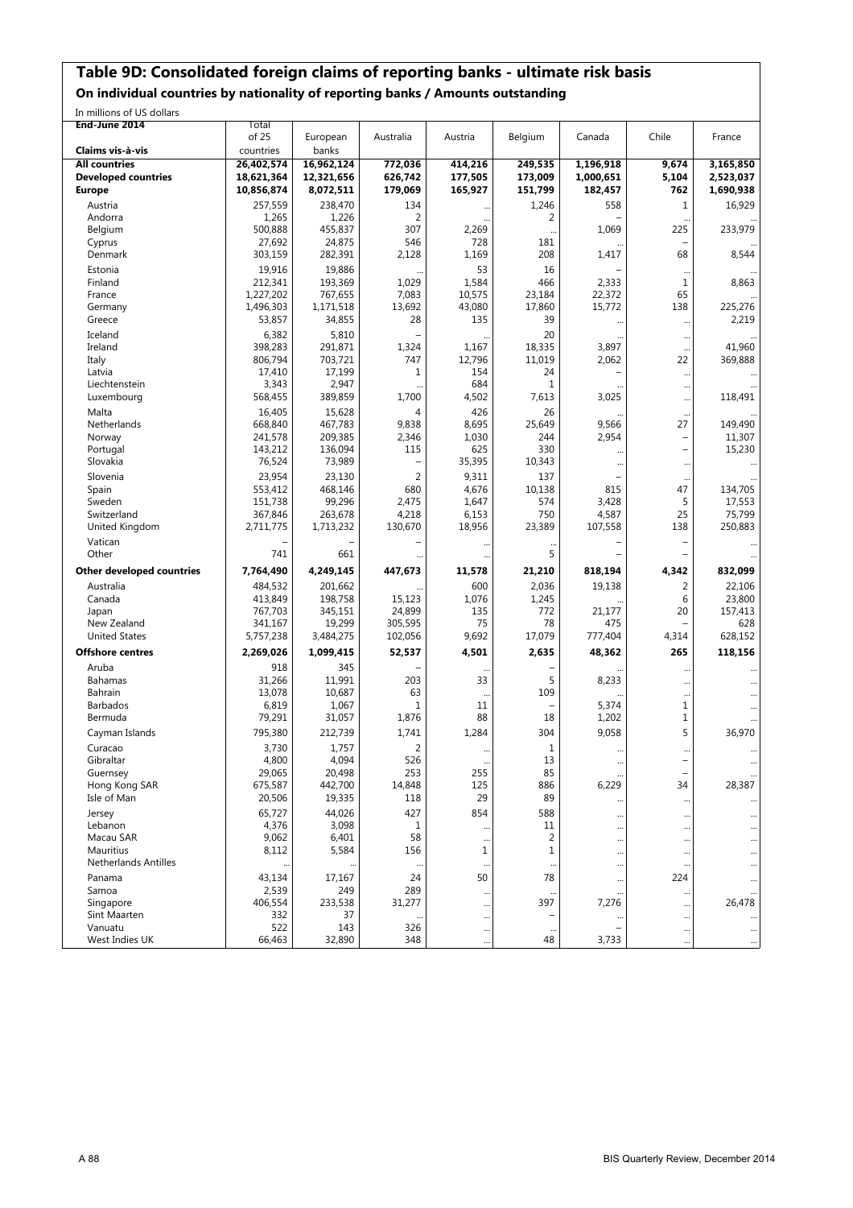# Table 9D: Consolidated foreign claims of reporting banks - ultimate risk basis

## On individual countries by nationality of reporting banks / Amounts outstanding

In millions of US dollars

| End-June 2014 Claims vis-à-vis | Total of 25 countries | European banks | Australia | Austria | Belgium | Canada | Chile | France |
|---|---|---|---|---|---|---|---|---|
| **All countries** | **26,402,574** | **16,962,124** | **772,036** | **414,216** | **249,535** | **1,196,918** | **9,674** | **3,165,850** |
| **Developed countries** | **18,621,364** | **12,321,656** | **626,742** | **177,505** | **173,009** | **1,000,651** | **5,104** | **2,523,037** |
| **Europe** | **10,856,874** | **8,072,511** | **179,069** | **165,927** | **151,799** | **182,457** | **762** | **1,690,938** |
| Austria | 257,559 | 238,470 | 134 | ... | 1,246 | 558 | 1 | 16,929 |
| Andorra | 1,265 | 1,226 | 2 | ... | 2 | – | ... | ... |
| Belgium | 500,888 | 455,837 | 307 | 2,269 | ... | 1,069 | 225 | 233,979 |
| Cyprus | 27,692 | 24,875 | 546 | 728 | 181 | ... | – | ... |
| Denmark | 303,159 | 282,391 | 2,128 | 1,169 | 208 | 1,417 | 68 | 8,544 |
| Estonia | 19,916 | 19,886 | ... | 53 | 16 | – | ... | ... |
| Finland | 212,341 | 193,369 | 1,029 | 1,584 | 466 | 2,333 | 1 | 8,863 |
| France | 1,227,202 | 767,655 | 7,083 | 10,575 | 23,184 | 22,372 | 65 | ... |
| Germany | 1,496,303 | 1,171,518 | 13,692 | 43,080 | 17,860 | 15,772 | 138 | 225,276 |
| Greece | 53,857 | 34,855 | 28 | 135 | 39 | ... | ... | 2,219 |
| Iceland | 6,382 | 5,810 | – | ... | 20 | ... | ... | ... |
| Ireland | 398,283 | 291,871 | 1,324 | 1,167 | 18,335 | 3,897 | ... | 41,960 |
| Italy | 806,794 | 703,721 | 747 | 12,796 | 11,019 | 2,062 | 22 | 369,888 |
| Latvia | 17,410 | 17,199 | 1 | 154 | 24 | – | ... | ... |
| Liechtenstein | 3,343 | 2,947 | ... | 684 | 1 | ... | ... | ... |
| Luxembourg | 568,455 | 389,859 | 1,700 | 4,502 | 7,613 | 3,025 | ... | 118,491 |
| Malta | 16,405 | 15,628 | 4 | 426 | 26 | ... | ... | ... |
| Netherlands | 668,840 | 467,783 | 9,838 | 8,695 | 25,649 | 9,566 | 27 | 149,490 |
| Norway | 241,578 | 209,385 | 2,346 | 1,030 | 244 | 2,954 | – | 11,307 |
| Portugal | 143,212 | 136,094 | 115 | 625 | 330 | ... | – | 15,230 |
| Slovakia | 76,524 | 73,989 | – | 35,395 | 10,343 | ... | ... | ... |
| Slovenia | 23,954 | 23,130 | 2 | 9,311 | 137 | – | ... | ... |
| Spain | 553,412 | 468,146 | 680 | 4,676 | 10,138 | 815 | 47 | 134,705 |
| Sweden | 151,738 | 99,296 | 2,475 | 1,647 | 574 | 3,428 | 5 | 17,553 |
| Switzerland | 367,846 | 263,678 | 4,218 | 6,153 | 750 | 4,587 | 25 | 75,799 |
| United Kingdom | 2,711,775 | 1,713,232 | 130,670 | 18,956 | 23,389 | 107,558 | 138 | 250,883 |
| Vatican | – | – | – | ... | ... | – | – | ... |
| Other | 741 | 661 | ... | ... | 5 | – | – | ... |
| **Other developed countries** | **7,764,490** | **4,249,145** | **447,673** | **11,578** | **21,210** | **818,194** | **4,342** | **832,099** |
| Australia | 484,532 | 201,662 | ... | 600 | 2,036 | 19,138 | 2 | 22,106 |
| Canada | 413,849 | 198,758 | 15,123 | 1,076 | 1,245 | ... | 6 | 23,800 |
| Japan | 767,703 | 345,151 | 24,899 | 135 | 772 | 21,177 | 20 | 157,413 |
| New Zealand | 341,167 | 19,299 | 305,595 | 75 | 78 | 475 | – | 628 |
| United States | 5,757,238 | 3,484,275 | 102,056 | 9,692 | 17,079 | 777,404 | 4,314 | 628,152 |
| **Offshore centres** | **2,269,026** | **1,099,415** | **52,537** | **4,501** | **2,635** | **48,362** | **265** | **118,156** |
| Aruba | 918 | 345 | – | ... | – | ... | ... | ... |
| Bahamas | 31,266 | 11,991 | 203 | 33 | 5 | 8,233 | ... | ... |
| Bahrain | 13,078 | 10,687 | 63 | ... | 109 | ... | ... | ... |
| Barbados | 6,819 | 1,067 | 1 | 11 | – | 5,374 | 1 | ... |
| Bermuda | 79,291 | 31,057 | 1,876 | 88 | 18 | 1,202 | 1 | ... |
| Cayman Islands | 795,380 | 212,739 | 1,741 | 1,284 | 304 | 9,058 | 5 | 36,970 |
| Curacao | 3,730 | 1,757 | 2 | ... | 1 | ... | ... | ... |
| Gibraltar | 4,800 | 4,094 | 526 | ... | 13 | ... | – | ... |
| Guernsey | 29,065 | 20,498 | 253 | 255 | 85 | ... | – | ... |
| Hong Kong SAR | 675,587 | 442,700 | 14,848 | 125 | 886 | 6,229 | 34 | 28,387 |
| Isle of Man | 20,506 | 19,335 | 118 | 29 | 89 | ... | ... | ... |
| Jersey | 65,727 | 44,026 | 427 | 854 | 588 | ... | ... | ... |
| Lebanon | 4,376 | 3,098 | 1 | ... | 11 | ... | ... | ... |
| Macau SAR | 9,062 | 6,401 | 58 | ... | 2 | ... | ... | ... |
| Mauritius | 8,112 | 5,584 | 156 | 1 | 1 | ... | ... | ... |
| Netherlands Antilles | ... | ... | ... | ... | ... | ... | ... | ... |
| Panama | 43,134 | 17,167 | 24 | 50 | 78 | ... | 224 | ... |
| Samoa | 2,539 | 249 | 289 | ... | ... | ... | ... | ... |
| Singapore | 406,554 | 233,538 | 31,277 | ... | 397 | 7,276 | ... | 26,478 |
| Sint Maarten | 332 | 37 | ... | ... | – | ... | ... | ... |
| Vanuatu | 522 | 143 | 326 | ... | ... | – | ... | ... |
| West Indies UK | 66,463 | 32,890 | 348 | ... | 48 | 3,733 | ... | ... |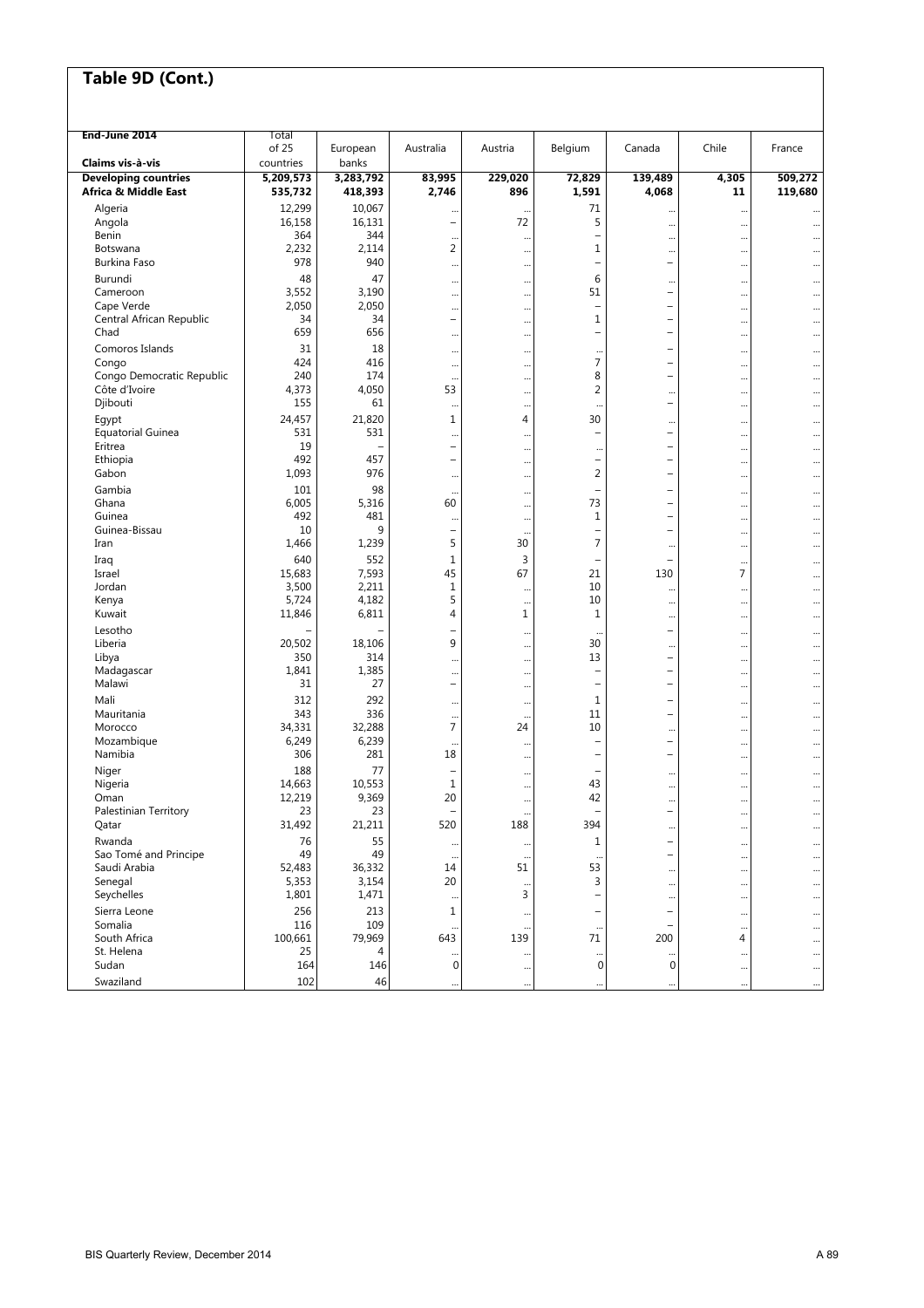## Table 9D (Cont.)

| End-June 2014<br>Claims vis-à-vis | Total of 25 countries | European banks | Australia | Austria | Belgium | Canada | Chile | France |
|---|---|---|---|---|---|---|---|---|
| **Developing countries** | **5,209,573** | **3,283,792** | **83,995** | **229,020** | **72,829** | **139,489** | **4,305** | **509,272** |
| **Africa & Middle East** | **535,732** | **418,393** | **2,746** | **896** | **1,591** | **4,068** | **11** | **119,680** |
| Algeria | 12,299 | 10,067 | ... | ... | 71 | ... | ... | ... |
| Angola | 16,158 | 16,131 | – | 72 | 5 | ... | ... | ... |
| Benin | 364 | 344 | ... | ... | – | ... | ... | ... |
| Botswana | 2,232 | 2,114 | 2 | ... | 1 | ... | ... | ... |
| Burkina Faso | 978 | 940 | ... | ... | – | – | ... | ... |
| Burundi | 48 | 47 | ... | ... | 6 | ... | ... | ... |
| Cameroon | 3,552 | 3,190 | ... | ... | 51 | – | ... | ... |
| Cape Verde | 2,050 | 2,050 | ... | ... | – | – | ... | ... |
| Central African Republic | 34 | 34 | – | ... | 1 | – | ... | ... |
| Chad | 659 | 656 | ... | ... | – | – | ... | ... |
| Comoros Islands | 31 | 18 | ... | ... | ... | – | ... | ... |
| Congo | 424 | 416 | ... | ... | 7 | – | ... | ... |
| Congo Democratic Republic | 240 | 174 | ... | ... | 8 | – | ... | ... |
| Côte d'Ivoire | 4,373 | 4,050 | 53 | ... | 2 | ... | ... | ... |
| Djibouti | 155 | 61 | ... | ... | ... | – | ... | ... |
| Egypt | 24,457 | 21,820 | 1 | 4 | 30 | ... | ... | ... |
| Equatorial Guinea | 531 | 531 | ... | ... | – | – | ... | ... |
| Eritrea | 19 | – | – | ... | ... | – | ... | ... |
| Ethiopia | 492 | 457 | – | ... | – | – | ... | ... |
| Gabon | 1,093 | 976 | ... | ... | 2 | – | ... | ... |
| Gambia | 101 | 98 | ... | ... | – | – | ... | ... |
| Ghana | 6,005 | 5,316 | 60 | ... | 73 | – | ... | ... |
| Guinea | 492 | 481 | ... | ... | 1 | – | ... | ... |
| Guinea-Bissau | 10 | 9 | – | ... | – | – | ... | ... |
| Iran | 1,466 | 1,239 | 5 | 30 | 7 | ... | ... | ... |
| Iraq | 640 | 552 | 1 | 3 | – | – | ... | ... |
| Israel | 15,683 | 7,593 | 45 | 67 | 21 | 130 | 7 | ... |
| Jordan | 3,500 | 2,211 | 1 | ... | 10 | ... | ... | ... |
| Kenya | 5,724 | 4,182 | 5 | ... | 10 | ... | ... | ... |
| Kuwait | 11,846 | 6,811 | 4 | 1 | 1 | ... | ... | ... |
| Lesotho | – | – | – | ... | ... | – | ... | ... |
| Liberia | 20,502 | 18,106 | 9 | ... | 30 | ... | ... | ... |
| Libya | 350 | 314 | ... | ... | 13 | – | ... | ... |
| Madagascar | 1,841 | 1,385 | ... | ... | – | – | ... | ... |
| Malawi | 31 | 27 | – | ... | – | – | ... | ... |
| Mali | 312 | 292 | ... | ... | 1 | – | ... | ... |
| Mauritania | 343 | 336 | ... | ... | 11 | – | ... | ... |
| Morocco | 34,331 | 32,288 | 7 | 24 | 10 | ... | ... | ... |
| Mozambique | 6,249 | 6,239 | ... | ... | – | – | ... | ... |
| Namibia | 306 | 281 | 18 | ... | – | – | ... | ... |
| Niger | 188 | 77 | – | ... | – | ... | ... | ... |
| Nigeria | 14,663 | 10,553 | 1 | ... | 43 | ... | ... | ... |
| Oman | 12,219 | 9,369 | 20 | ... | 42 | ... | ... | ... |
| Palestinian Territory | 23 | 23 | – | ... | – | – | ... | ... |
| Qatar | 31,492 | 21,211 | 520 | 188 | 394 | ... | ... | ... |
| Rwanda | 76 | 55 | ... | ... | 1 | – | ... | ... |
| Sao Tomé and Principe | 49 | 49 | ... | ... | ... | – | ... | ... |
| Saudi Arabia | 52,483 | 36,332 | 14 | 51 | 53 | ... | ... | ... |
| Senegal | 5,353 | 3,154 | 20 | ... | 3 | ... | ... | ... |
| Seychelles | 1,801 | 1,471 | ... | 3 | – | ... | ... | ... |
| Sierra Leone | 256 | 213 | 1 | ... | – | – | ... | ... |
| Somalia | 116 | 109 | ... | ... | ... | – | ... | ... |
| South Africa | 100,661 | 79,969 | 643 | 139 | 71 | 200 | 4 | ... |
| St. Helena | 25 | 4 | ... | ... | ... | ... | ... | ... |
| Sudan | 164 | 146 | 0 | ... | 0 | 0 | ... | ... |
| Swaziland | 102 | 46 | ... | ... | ... | ... | ... | ... |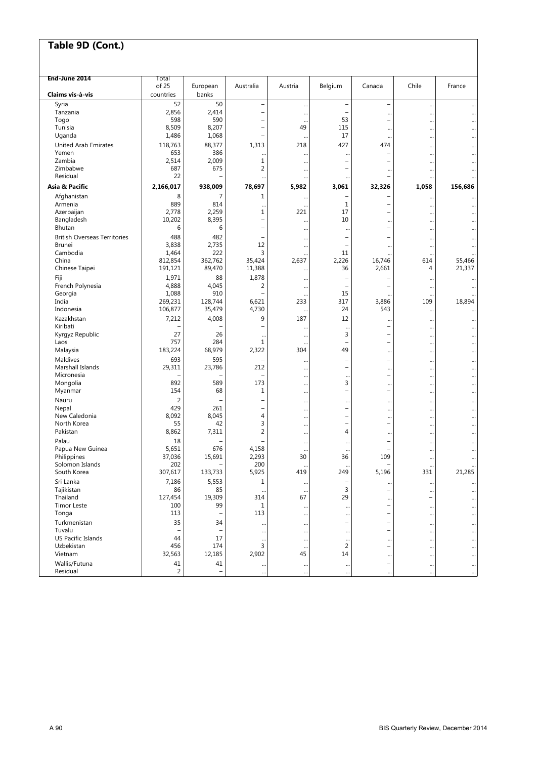## Table 9D (Cont.)

| End-June 2014<br>Claims vis-à-vis | Total of 25 countries | European banks | Australia | Austria | Belgium | Canada | Chile | France |
|---|---|---|---|---|---|---|---|---|
| Syria | 52 | 50 | – | ... | – | – | ... | ... |
| Tanzania | 2,856 | 2,414 | – | ... | – | ... | ... | ... |
| Togo | 598 | 590 | – | ... | 53 | – | ... | ... |
| Tunisia | 8,509 | 8,207 | – | 49 | 115 | ... | ... | ... |
| Uganda | 1,486 | 1,068 | – | ... | 17 | ... | ... | ... |
| United Arab Emirates | 118,763 | 88,377 | 1,313 | 218 | 427 | 474 | ... | ... |
| Yemen | 653 | 386 | ... | ... | ... | – | ... | ... |
| Zambia | 2,514 | 2,009 | 1 | ... | – | – | ... | ... |
| Zimbabwe | 687 | 675 | 2 | ... | – | ... | ... | ... |
| Residual | 22 | – | ... | ... | ... | – | ... | ... |
| **Asia & Pacific** | **2,166,017** | **938,009** | **78,697** | **5,982** | **3,061** | **32,326** | **1,058** | **156,686** |
| Afghanistan | 8 | 7 | 1 | ... | – | – | ... | ... |
| Armenia | 889 | 814 | ... | ... | 1 | – | ... | ... |
| Azerbaijan | 2,778 | 2,259 | 1 | 221 | 17 | – | ... | ... |
| Bangladesh | 10,202 | 8,395 | – | ... | 10 | ... | ... | ... |
| Bhutan | 6 | 6 | – | ... | ... | – | ... | ... |
| British Overseas Territories | 488 | 482 | – | ... | – | – | ... | ... |
| Brunei | 3,838 | 2,735 | 12 | ... | – | ... | ... | ... |
| Cambodia | 1,464 | 222 | 3 | ... | 11 | ... | ... | ... |
| China | 812,854 | 362,762 | 35,424 | 2,637 | 2,226 | 16,746 | 614 | 55,466 |
| Chinese Taipei | 191,121 | 89,470 | 11,388 | ... | 36 | 2,661 | 4 | 21,337 |
| Fiji | 1,971 | 88 | 1,878 | ... | – | – | ... | ... |
| French Polynesia | 4,888 | 4,045 | 2 | ... | – | – | ... | ... |
| Georgia | 1,088 | 910 | – | ... | 15 | ... | ... | ... |
| India | 269,231 | 128,744 | 6,621 | 233 | 317 | 3,886 | 109 | 18,894 |
| Indonesia | 106,877 | 35,479 | 4,730 | ... | 24 | 543 | ... | ... |
| Kazakhstan | 7,212 | 4,008 | 9 | 187 | 12 | ... | ... | ... |
| Kiribati | – | – | – | ... | ... | – | ... | ... |
| Kyrgyz Republic | 27 | 26 | ... | ... | 3 | – | ... | ... |
| Laos | 757 | 284 | 1 | ... | – | – | ... | ... |
| Malaysia | 183,224 | 68,979 | 2,322 | 304 | 49 | ... | ... | ... |
| Maldives | 693 | 595 | – | ... | – | – | ... | ... |
| Marshall Islands | 29,311 | 23,786 | 212 | ... | – | ... | ... | ... |
| Micronesia | – | – | – | ... | ... | – | ... | ... |
| Mongolia | 892 | 589 | 173 | ... | 3 | ... | ... | ... |
| Myanmar | 154 | 68 | 1 | ... | – | – | ... | ... |
| Nauru | 2 | – | – | ... | ... | ... | ... | ... |
| Nepal | 429 | 261 | – | ... | – | ... | ... | ... |
| New Caledonia | 8,092 | 8,045 | 4 | ... | – | ... | ... | ... |
| North Korea | 55 | 42 | 3 | ... | – | – | ... | ... |
| Pakistan | 8,862 | 7,311 | 2 | ... | 4 | ... | ... | ... |
| Palau | 18 | – | – | ... | ... | – | ... | ... |
| Papua New Guinea | 5,651 | 676 | 4,158 | ... | ... | – | ... | ... |
| Philippines | 37,036 | 15,691 | 2,293 | 30 | 36 | 109 | ... | ... |
| Solomon Islands | 202 | – | 200 | ... | ... | – | ... | ... |
| South Korea | 307,617 | 133,733 | 5,925 | 419 | 249 | 5,196 | 331 | 21,285 |
| Sri Lanka | 7,186 | 5,553 | 1 | ... | – | ... | ... | ... |
| Tajikistan | 86 | 85 | ... | ... | 3 | – | ... | ... |
| Thailand | 127,454 | 19,309 | 314 | 67 | 29 | ... | – | ... |
| Timor Leste | 100 | 99 | 1 | ... | ... | – | ... | ... |
| Tonga | 113 | – | 113 | ... | ... | – | ... | ... |
| Turkmenistan | 35 | 34 | ... | ... | – | – | ... | ... |
| Tuvalu | – | – | ... | ... | ... | – | ... | ... |
| US Pacific Islands | 44 | 17 | ... | ... | ... | ... | ... | ... |
| Uzbekistan | 456 | 174 | 3 | ... | 2 | – | ... | ... |
| Vietnam | 32,563 | 12,185 | 2,902 | 45 | 14 | ... | ... | ... |
| Wallis/Futuna | 41 | 41 | ... | ... | ... | – | ... | ... |
| Residual | 2 | – | ... | ... | ... | ... | ... | ... |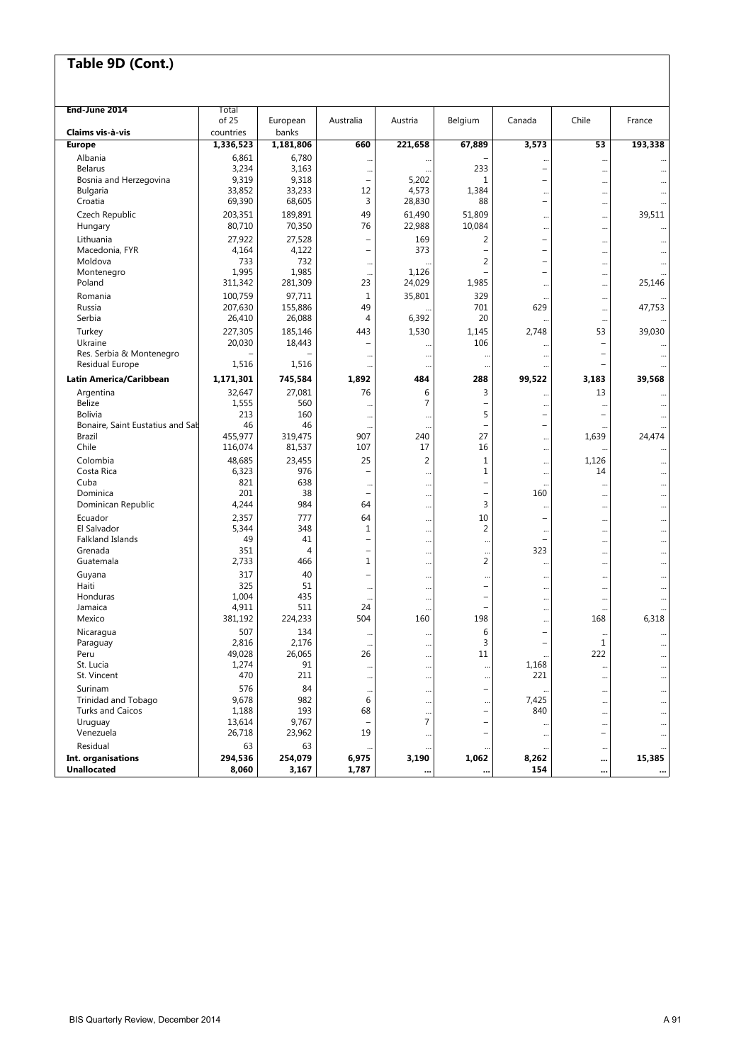## Table 9D (Cont.)

| End-June 2014 Claims vis-à-vis | Total of 25 countries | European banks | Australia | Austria | Belgium | Canada | Chile | France |
|---|---|---|---|---|---|---|---|---|
| **Europe** | **1,336,523** | **1,181,806** | **660** | **221,658** | **67,889** | **3,573** | **53** | **193,338** |
| Albania | 6,861 | 6,780 | ... | ... | – | ... | ... | ... |
| Belarus | 3,234 | 3,163 | ... | ... | 233 | – | ... | ... |
| Bosnia and Herzegovina | 9,319 | 9,318 | – | 5,202 | 1 | – | ... | ... |
| Bulgaria | 33,852 | 33,233 | 12 | 4,573 | 1,384 | ... | ... | ... |
| Croatia | 69,390 | 68,605 | 3 | 28,830 | 88 | – | ... | ... |
| Czech Republic | 203,351 | 189,891 | 49 | 61,490 | 51,809 | ... | ... | 39,511 |
| Hungary | 80,710 | 70,350 | 76 | 22,988 | 10,084 | ... | ... | ... |
| Lithuania | 27,922 | 27,528 | – | 169 | 2 | – | ... | ... |
| Macedonia, FYR | 4,164 | 4,122 | – | 373 | – | – | ... | ... |
| Moldova | 733 | 732 | ... | ... | 2 | – | ... | ... |
| Montenegro | 1,995 | 1,985 | ... | 1,126 | – | – | ... | ... |
| Poland | 311,342 | 281,309 | 23 | 24,029 | 1,985 | ... | ... | 25,146 |
| Romania | 100,759 | 97,711 | 1 | 35,801 | 329 | ... | ... | ... |
| Russia | 207,630 | 155,886 | 49 | ... | 701 | 629 | ... | 47,753 |
| Serbia | 26,410 | 26,088 | 4 | 6,392 | 20 | ... | ... | ... |
| Turkey | 227,305 | 185,146 | 443 | 1,530 | 1,145 | 2,748 | 53 | 39,030 |
| Ukraine | 20,030 | 18,443 | – | ... | 106 | ... | – | ... |
| Res. Serbia & Montenegro | – | – | ... | ... | ... | ... | – | ... |
| Residual Europe | 1,516 | 1,516 | ... | ... | ... | ... | – | ... |
| **Latin America/Caribbean** | **1,171,301** | **745,584** | **1,892** | **484** | **288** | **99,522** | **3,183** | **39,568** |
| Argentina | 32,647 | 27,081 | 76 | 6 | 3 | ... | 13 | ... |
| Belize | 1,555 | 560 | ... | 7 | – | ... | ... | ... |
| Bolivia | 213 | 160 | ... | ... | 5 | – | – | ... |
| Bonaire, Saint Eustatius and Sab | 46 | 46 | ... | ... | – | – | ... | ... |
| Brazil | 455,977 | 319,475 | 907 | 240 | 27 | ... | 1,639 | 24,474 |
| Chile | 116,074 | 81,537 | 107 | 17 | 16 | ... | ... | ... |
| Colombia | 48,685 | 23,455 | 25 | 2 | 1 | ... | 1,126 | ... |
| Costa Rica | 6,323 | 976 | – | ... | 1 | ... | 14 | ... |
| Cuba | 821 | 638 | ... | ... | – | ... | ... | ... |
| Dominica | 201 | 38 | – | ... | – | 160 | ... | ... |
| Dominican Republic | 4,244 | 984 | 64 | ... | 3 | ... | ... | ... |
| Ecuador | 2,357 | 777 | 64 | ... | 10 | – | ... | ... |
| El Salvador | 5,344 | 348 | 1 | ... | 2 | ... | ... | ... |
| Falkland Islands | 49 | 41 | – | ... | ... | – | ... | ... |
| Grenada | 351 | 4 | – | ... | ... | 323 | ... | ... |
| Guatemala | 2,733 | 466 | 1 | ... | 2 | ... | ... | ... |
| Guyana | 317 | 40 | – | ... | ... | ... | ... | ... |
| Haiti | 325 | 51 | ... | ... | – | ... | ... | ... |
| Honduras | 1,004 | 435 | ... | ... | – | ... | ... | ... |
| Jamaica | 4,911 | 511 | 24 | ... | – | ... | ... | ... |
| Mexico | 381,192 | 224,233 | 504 | 160 | 198 | ... | 168 | 6,318 |
| Nicaragua | 507 | 134 | ... | ... | 6 | – | ... | ... |
| Paraguay | 2,816 | 2,176 | ... | ... | 3 | – | 1 | ... |
| Peru | 49,028 | 26,065 | 26 | ... | 11 | ... | 222 | ... |
| St. Lucia | 1,274 | 91 | ... | ... | ... | 1,168 | ... | ... |
| St. Vincent | 470 | 211 | ... | ... | ... | 221 | ... | ... |
| Surinam | 576 | 84 | ... | ... | – | ... | ... | ... |
| Trinidad and Tobago | 9,678 | 982 | 6 | ... | ... | 7,425 | ... | ... |
| Turks and Caicos | 1,188 | 193 | 68 | ... | – | 840 | ... | ... |
| Uruguay | 13,614 | 9,767 | – | 7 | – | ... | ... | ... |
| Venezuela | 26,718 | 23,962 | 19 | ... | – | ... | – | ... |
| Residual | 63 | 63 | ... | ... | ... | ... | ... | ... |
| **Int. organisations** | **294,536** | **254,079** | **6,975** | **3,190** | **1,062** | **8,262** | **...** | **15,385** |
| **Unallocated** | **8,060** | **3,167** | **1,787** | **...** | **...** | **154** | **...** | **...** |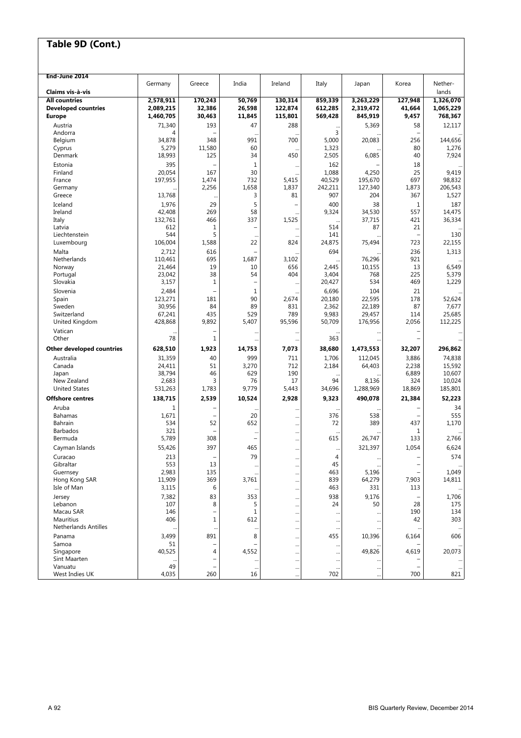# Table 9D (Cont.)

| End-June 2014 Claims vis-à-vis | Germany | Greece | India | Ireland | Italy | Japan | Korea | Nether-lands |
|---|---|---|---|---|---|---|---|---|
| **All countries** | **2,578,911** | **170,243** | **50,769** | **130,314** | **859,339** | **3,263,229** | **127,948** | **1,326,070** |
| **Developed countries** | **2,089,215** | **32,386** | **26,598** | **122,874** | **612,285** | **2,319,472** | **41,664** | **1,065,229** |
| **Europe** | **1,460,705** | **30,463** | **11,845** | **115,801** | **569,428** | **845,919** | **9,457** | **768,367** |
| Austria | 71,340 | 193 | 47 | 288 | ... | 5,369 | 58 | 12,117 |
| Andorra | 4 | – | ... | ... | 3 | ... | – | ... |
| Belgium | 34,878 | 348 | 991 | 700 | 5,000 | 20,083 | 256 | 144,656 |
| Cyprus | 5,279 | 11,580 | 60 | ... | 1,323 | ... | 80 | 1,276 |
| Denmark | 18,993 | 125 | 34 | 450 | 2,505 | 6,085 | 40 | 7,924 |
| Estonia | 395 | – | 1 | ... | 162 | – | 18 | ... |
| Finland | 20,054 | 167 | 30 | ... | 1,088 | 4,250 | 25 | 9,419 |
| France | 197,955 | 1,474 | 732 | 5,415 | 40,529 | 195,670 | 697 | 98,832 |
| Germany | ... | 2,256 | 1,658 | 1,837 | 242,211 | 127,340 | 1,873 | 206,543 |
| Greece | 13,768 | ... | 3 | 81 | 907 | 204 | 367 | 1,527 |
| Iceland | 1,976 | 29 | 5 | – | 400 | 38 | 1 | 187 |
| Ireland | 42,408 | 269 | 58 | ... | 9,324 | 34,530 | 557 | 14,475 |
| Italy | 132,761 | 466 | 337 | 1,525 | ... | 37,715 | 421 | 36,334 |
| Latvia | 612 | 1 | – | ... | 514 | 87 | 21 | ... |
| Liechtenstein | 544 | 5 | ... | ... | 141 | ... | – | 130 |
| Luxembourg | 106,004 | 1,588 | 22 | 824 | 24,875 | 75,494 | 723 | 22,155 |
| Malta | 2,712 | 616 | – | ... | 694 | ... | 236 | 1,313 |
| Netherlands | 110,461 | 695 | 1,687 | 3,102 | ... | 76,296 | 921 | ... |
| Norway | 21,464 | 19 | 10 | 656 | 2,445 | 10,155 | 13 | 6,549 |
| Portugal | 23,042 | 38 | 54 | 404 | 3,404 | 768 | 225 | 5,379 |
| Slovakia | 3,157 | 1 | – | ... | 20,427 | 534 | 469 | 1,229 |
| Slovenia | 2,484 | – | 1 | ... | 6,696 | 104 | 21 | ... |
| Spain | 123,271 | 181 | 90 | 2,674 | 20,180 | 22,595 | 178 | 52,624 |
| Sweden | 30,956 | 84 | 89 | 831 | 2,362 | 22,189 | 87 | 7,677 |
| Switzerland | 67,241 | 435 | 529 | 789 | 9,983 | 29,457 | 114 | 25,685 |
| United Kingdom | 428,868 | 9,892 | 5,407 | 95,596 | 50,709 | 176,956 | 2,056 | 112,225 |
| Vatican | ... | – | ... | ... | ... | ... | – | ... |
| Other | 78 | 1 | ... | ... | 363 | ... | – | ... |
| **Other developed countries** | **628,510** | **1,923** | **14,753** | **7,073** | **38,680** | **1,473,553** | **32,207** | **296,862** |
| Australia | 31,359 | 40 | 999 | 711 | 1,706 | 112,045 | 3,886 | 74,838 |
| Canada | 24,411 | 51 | 3,270 | 712 | 2,184 | 64,403 | 2,238 | 15,592 |
| Japan | 38,794 | 46 | 629 | 190 | ... | ... | 6,889 | 10,607 |
| New Zealand | 2,683 | 3 | 76 | 17 | 94 | 8,136 | 324 | 10,024 |
| United States | 531,263 | 1,783 | 9,779 | 5,443 | 34,696 | 1,288,969 | 18,869 | 185,801 |
| **Offshore centres** | **138,715** | **2,539** | **10,524** | **2,928** | **9,323** | **490,078** | **21,384** | **52,223** |
| Aruba | 1 | – | ... | ... | ... | ... | – | 34 |
| Bahamas | 1,671 | – | 20 | ... | 376 | 538 | – | 555 |
| Bahrain | 534 | 52 | 652 | ... | 72 | 389 | 437 | 1,170 |
| Barbados | 321 | – | ... | ... | ... | ... | 1 | ... |
| Bermuda | 5,789 | 308 | – | ... | 615 | 26,747 | 133 | 2,766 |
| Cayman Islands | 55,426 | 397 | 465 | ... | ... | 321,397 | 1,054 | 6,624 |
| Curacao | 213 | – | 79 | ... | 4 | ... | – | 574 |
| Gibraltar | 553 | 13 | ... | ... | 45 | ... | – | ... |
| Guernsey | 2,983 | 135 | ... | ... | 463 | 5,196 | – | 1,049 |
| Hong Kong SAR | 11,909 | 369 | 3,761 | ... | 839 | 64,279 | 7,903 | 14,811 |
| Isle of Man | 3,115 | 6 | ... | ... | 463 | 331 | 113 | ... |
| Jersey | 7,382 | 83 | 353 | ... | 938 | 9,176 | – | 1,706 |
| Lebanon | 107 | 8 | 5 | ... | 24 | 50 | 28 | 175 |
| Macau SAR | 146 | – | 1 | ... | ... | ... | 190 | 134 |
| Mauritius | 406 | 1 | 612 | ... | ... | ... | 42 | 303 |
| Netherlands Antilles | ... | ... | ... | ... | ... | ... | ... | ... |
| Panama | 3,499 | 891 | 8 | ... | 455 | 10,396 | 6,164 | 606 |
| Samoa | 51 | – | – | ... | ... | ... | – | ... |
| Singapore | 40,525 | 4 | 4,552 | ... | ... | 49,826 | 4,619 | 20,073 |
| Sint Maarten | ... | – | ... | ... | ... | ... | – | ... |
| Vanuatu | 49 | – | ... | ... | ... | ... | – | ... |
| West Indies UK | 4,035 | 260 | 16 | ... | 702 | ... | 700 | 821 |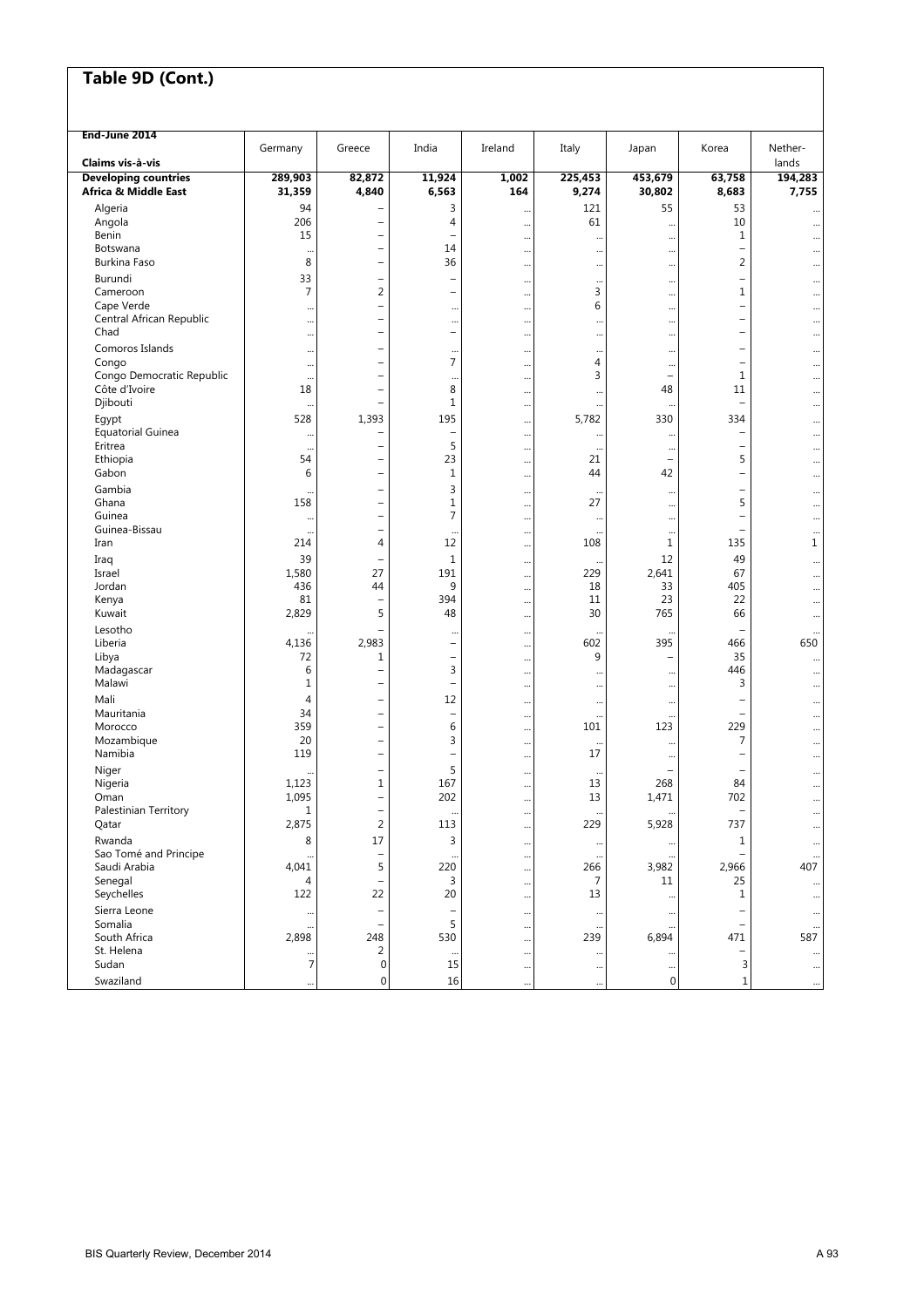## Table 9D (Cont.)

| End-June 2014<br>Claims vis-à-vis | Germany | Greece | India | Ireland | Italy | Japan | Korea | Nether-lands |
|---|---|---|---|---|---|---|---|---|
| **Developing countries** | **289,903** | **82,872** | **11,924** | **1,002** | **225,453** | **453,679** | **63,758** | **194,283** |
| **Africa & Middle East** | **31,359** | **4,840** | **6,563** | **164** | **9,274** | **30,802** | **8,683** | **7,755** |
| Algeria | 94 | – | 3 | ... | 121 | 55 | 53 | ... |
| Angola | 206 | – | 4 | ... | 61 | ... | 10 | ... |
| Benin | 15 | – | – | ... | ... | ... | 1 | ... |
| Botswana | ... | – | 14 | ... | ... | ... | – | ... |
| Burkina Faso | 8 | – | 36 | ... | ... | ... | 2 | ... |
| Burundi | 33 | – | – | ... | ... | ... | – | ... |
| Cameroon | 7 | 2 | – | ... | 3 | ... | 1 | ... |
| Cape Verde | ... | – | ... | ... | 6 | ... | – | ... |
| Central African Republic | ... | – | ... | ... | ... | ... | – | ... |
| Chad | ... | – | – | ... | ... | ... | – | ... |
| Comoros Islands | ... | – | ... | ... | ... | ... | – | ... |
| Congo | ... | – | 7 | ... | 4 | ... | – | ... |
| Congo Democratic Republic | ... | – | ... | ... | 3 | – | 1 | ... |
| Côte d'Ivoire | 18 | – | 8 | ... | ... | 48 | 11 | ... |
| Djibouti | ... | – | 1 | ... | ... | ... | – | ... |
| Egypt | 528 | 1,393 | 195 | ... | 5,782 | 330 | 334 | ... |
| Equatorial Guinea | ... | – | – | ... | ... | ... | – | ... |
| Eritrea | ... | – | 5 | ... | ... | ... | – | ... |
| Ethiopia | 54 | – | 23 | ... | 21 | – | 5 | ... |
| Gabon | 6 | – | 1 | ... | 44 | 42 | – | ... |
| Gambia | ... | – | 3 | ... | ... | ... | – | ... |
| Ghana | 158 | – | 1 | ... | 27 | ... | 5 | ... |
| Guinea | ... | – | 7 | ... | ... | ... | – | ... |
| Guinea-Bissau | ... | – | ... | ... | ... | ... | – | ... |
| Iran | 214 | 4 | 12 | ... | 108 | 1 | 135 | 1 |
| Iraq | 39 | – | 1 | ... | ... | 12 | 49 | ... |
| Israel | 1,580 | 27 | 191 | ... | 229 | 2,641 | 67 | ... |
| Jordan | 436 | 44 | 9 | ... | 18 | 33 | 405 | ... |
| Kenya | 81 | – | 394 | ... | 11 | 23 | 22 | ... |
| Kuwait | 2,829 | 5 | 48 | ... | 30 | 765 | 66 | ... |
| Lesotho | ... | – | ... | ... | ... | ... | – | ... |
| Liberia | 4,136 | 2,983 | – | ... | 602 | 395 | 466 | 650 |
| Libya | 72 | 1 | – | ... | 9 | – | 35 | ... |
| Madagascar | 6 | – | 3 | ... | ... | ... | 446 | ... |
| Malawi | 1 | – | – | ... | ... | ... | 3 | ... |
| Mali | 4 | – | 12 | ... | ... | ... | – | ... |
| Mauritania | 34 | – | – | ... | ... | ... | – | ... |
| Morocco | 359 | – | 6 | ... | 101 | 123 | 229 | ... |
| Mozambique | 20 | – | 3 | ... | ... | ... | 7 | ... |
| Namibia | 119 | – | – | ... | 17 | ... | – | ... |
| Niger | ... | – | 5 | ... | ... | – | – | ... |
| Nigeria | 1,123 | 1 | 167 | ... | 13 | 268 | 84 | ... |
| Oman | 1,095 | – | 202 | ... | 13 | 1,471 | 702 | ... |
| Palestinian Territory | 1 | – | ... | ... | ... | ... | – | ... |
| Qatar | 2,875 | 2 | 113 | ... | 229 | 5,928 | 737 | ... |
| Rwanda | 8 | 17 | 3 | ... | ... | ... | 1 | ... |
| Sao Tomé and Principe | ... | – | ... | ... | ... | ... | – | ... |
| Saudi Arabia | 4,041 | 5 | 220 | ... | 266 | 3,982 | 2,966 | 407 |
| Senegal | 4 | – | 3 | ... | 7 | 11 | 25 | ... |
| Seychelles | 122 | 22 | 20 | ... | 13 | ... | 1 | ... |
| Sierra Leone | ... | – | – | ... | ... | ... | – | ... |
| Somalia | ... | – | 5 | ... | ... | ... | – | ... |
| South Africa | 2,898 | 248 | 530 | ... | 239 | 6,894 | 471 | 587 |
| St. Helena | ... | 2 | ... | ... | ... | ... | – | ... |
| Sudan | 7 | 0 | 15 | ... | ... | ... | 3 | ... |
| Swaziland | ... | 0 | 16 | ... | ... | 0 | 1 | ... |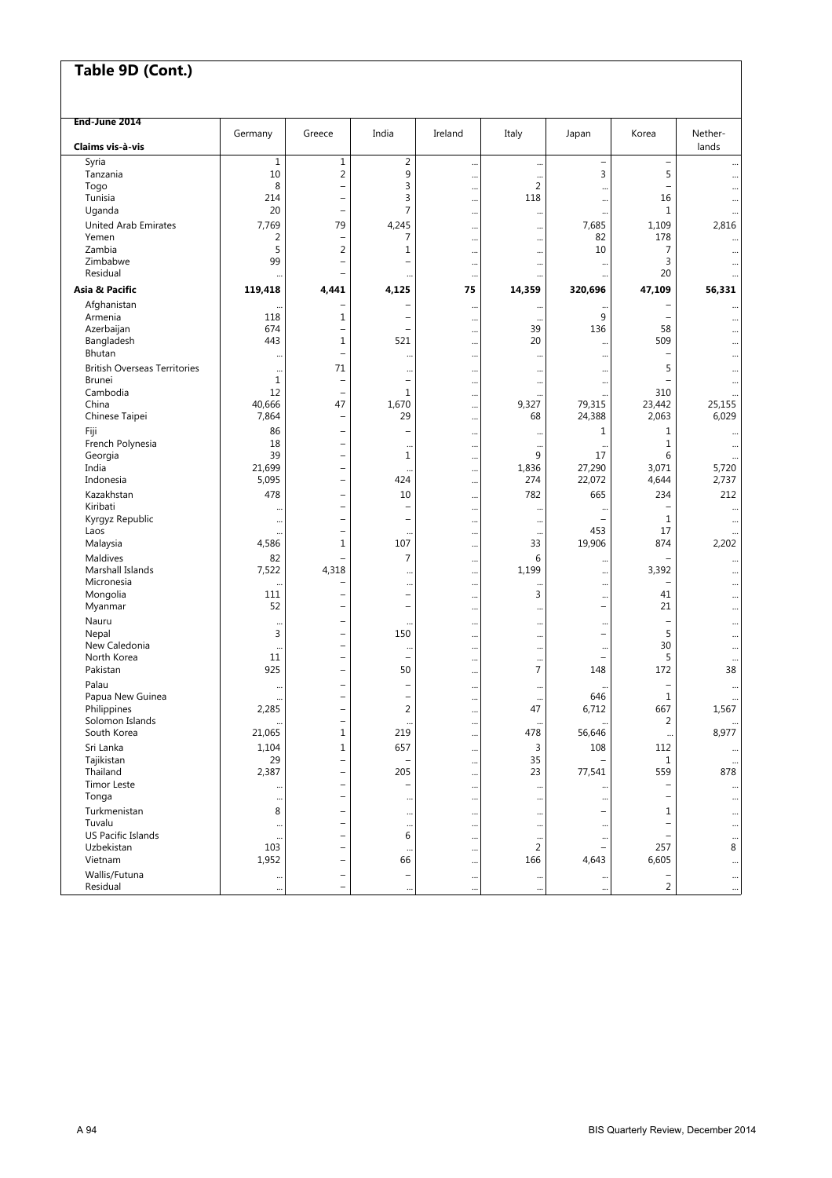## Table 9D (Cont.)

| End-June 2014<br>Claims vis-à-vis | Germany | Greece | India | Ireland | Italy | Japan | Korea | Nether-lands |
|---|---|---|---|---|---|---|---|---|
| Syria | 1 | 1 | 2 | ... | ... | – | – | ... |
| Tanzania | 10 | 2 | 9 | ... | ... | 3 | 5 | ... |
| Togo | 8 | – | 3 | ... | 2 | ... | – | ... |
| Tunisia | 214 | – | 3 | ... | 118 | ... | 16 | ... |
| Uganda | 20 | – | 7 | ... | ... | ... | 1 | ... |
| United Arab Emirates | 7,769 | 79 | 4,245 | ... | ... | 7,685 | 1,109 | 2,816 |
| Yemen | 2 | – | 7 | ... | ... | 82 | 178 | ... |
| Zambia | 5 | 2 | 1 | ... | ... | 10 | 7 | ... |
| Zimbabwe | 99 | – | – | ... | ... | ... | 3 | ... |
| Residual | ... | – | ... | ... | ... | ... | 20 | ... |
| **Asia & Pacific** | **119,418** | **4,441** | **4,125** | **75** | **14,359** | **320,696** | **47,109** | **56,331** |
| Afghanistan | ... | – | – | ... | ... | ... | – | ... |
| Armenia | 118 | 1 | – | ... | ... | 9 | – | ... |
| Azerbaijan | 674 | – | – | ... | 39 | 136 | 58 | ... |
| Bangladesh | 443 | 1 | 521 | ... | 20 | ... | 509 | ... |
| Bhutan | ... | – | ... | ... | ... | ... | – | ... |
| British Overseas Territories | ... | 71 | ... | ... | ... | ... | 5 | ... |
| Brunei | 1 | – | – | ... | ... | ... | – | ... |
| Cambodia | 12 | – | 1 | ... | ... | ... | 310 | ... |
| China | 40,666 | 47 | 1,670 | ... | 9,327 | 79,315 | 23,442 | 25,155 |
| Chinese Taipei | 7,864 | – | 29 | ... | 68 | 24,388 | 2,063 | 6,029 |
| Fiji | 86 | – | – | ... | ... | 1 | 1 | ... |
| French Polynesia | 18 | – | ... | ... | ... | ... | 1 | ... |
| Georgia | 39 | – | 1 | ... | 9 | 17 | 6 | ... |
| India | 21,699 | – | ... | ... | 1,836 | 27,290 | 3,071 | 5,720 |
| Indonesia | 5,095 | – | 424 | ... | 274 | 22,072 | 4,644 | 2,737 |
| Kazakhstan | 478 | – | 10 | ... | 782 | 665 | 234 | 212 |
| Kiribati | ... | – | – | ... | ... | ... | – | ... |
| Kyrgyz Republic | ... | – | – | ... | ... | – | 1 | ... |
| Laos | ... | – | ... | ... | ... | 453 | 17 | ... |
| Malaysia | 4,586 | 1 | 107 | ... | 33 | 19,906 | 874 | 2,202 |
| Maldives | 82 | – | 7 | ... | 6 | ... | – | ... |
| Marshall Islands | 7,522 | 4,318 | ... | ... | 1,199 | ... | 3,392 | ... |
| Micronesia | ... | – | ... | ... | ... | ... | – | ... |
| Mongolia | 111 | – | – | ... | 3 | ... | 41 | ... |
| Myanmar | 52 | – | – | ... | ... | – | 21 | ... |
| Nauru | ... | – | ... | ... | ... | ... | – | ... |
| Nepal | 3 | – | 150 | ... | ... | – | 5 | ... |
| New Caledonia | ... | – | ... | ... | ... | ... | 30 | ... |
| North Korea | 11 | – | – | ... | ... | – | 5 | ... |
| Pakistan | 925 | – | 50 | ... | 7 | 148 | 172 | 38 |
| Palau | ... | – | – | ... | ... | ... | – | ... |
| Papua New Guinea | ... | – | – | ... | ... | 646 | 1 | ... |
| Philippines | 2,285 | – | 2 | ... | 47 | 6,712 | 667 | 1,567 |
| Solomon Islands | ... | – | ... | ... | ... | ... | 2 | ... |
| South Korea | 21,065 | 1 | 219 | ... | 478 | 56,646 | ... | 8,977 |
| Sri Lanka | 1,104 | 1 | 657 | ... | 3 | 108 | 112 | ... |
| Tajikistan | 29 | – | – | ... | 35 | – | 1 | ... |
| Thailand | 2,387 | – | 205 | ... | 23 | 77,541 | 559 | 878 |
| Timor Leste | ... | – | – | ... | ... | ... | – | ... |
| Tonga | ... | – | ... | ... | ... | ... | – | ... |
| Turkmenistan | 8 | – | ... | ... | ... | – | 1 | ... |
| Tuvalu | ... | – | ... | ... | ... | ... | – | ... |
| US Pacific Islands | ... | – | 6 | ... | ... | ... | – | ... |
| Uzbekistan | 103 | – | ... | ... | 2 | – | 257 | 8 |
| Vietnam | 1,952 | – | 66 | ... | 166 | 4,643 | 6,605 | ... |
| Wallis/Futuna | ... | – | – | ... | ... | ... | – | ... |
| Residual | ... | – | ... | ... | ... | ... | 2 | ... |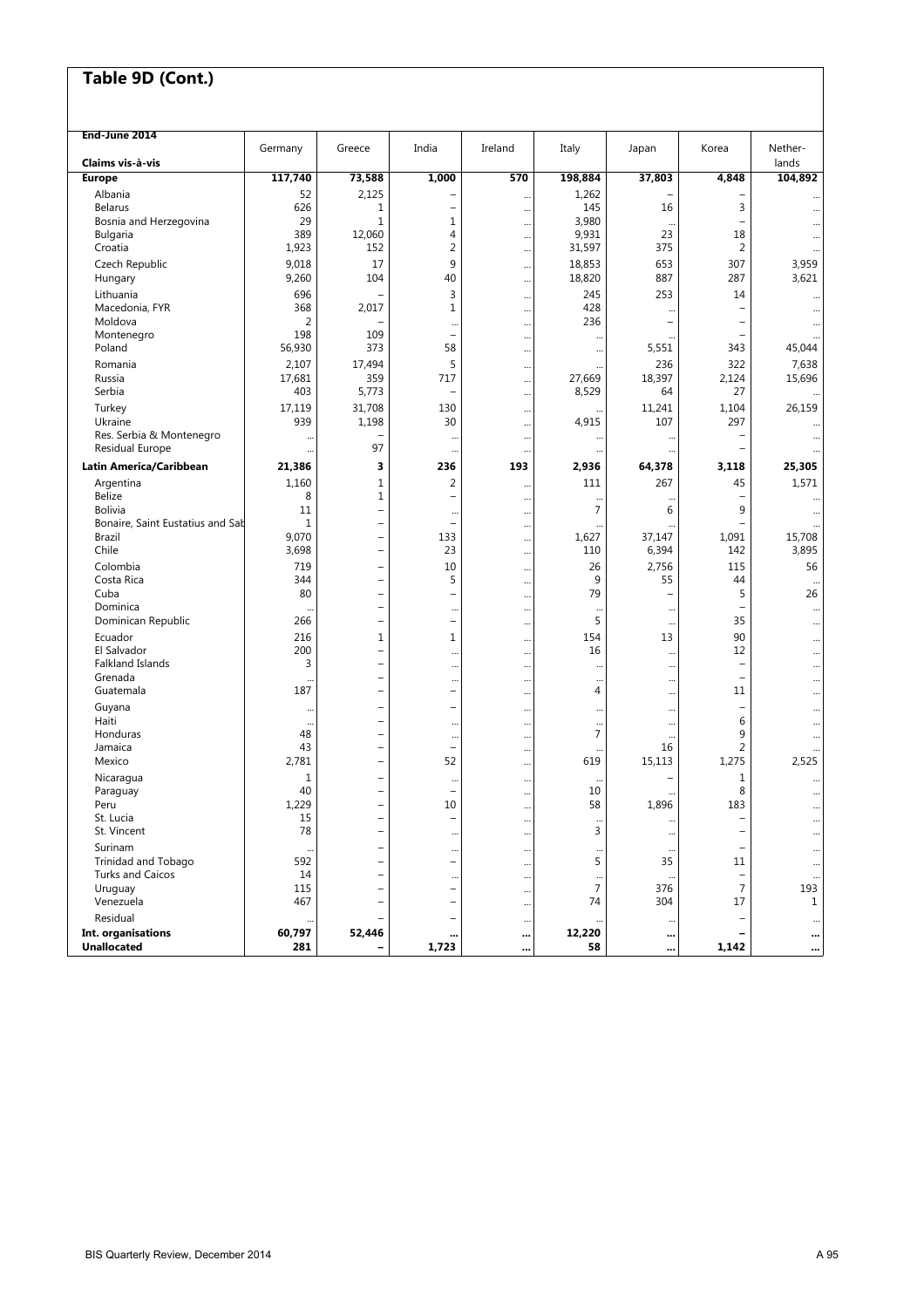## Table 9D (Cont.)

| End-June 2014<br>Claims vis-à-vis | Germany | Greece | India | Ireland | Italy | Japan | Korea | Nether-lands |
|---|---|---|---|---|---|---|---|---|
| **Europe** | **117,740** | **73,588** | **1,000** | **570** | **198,884** | **37,803** | **4,848** | **104,892** |
| Albania | 52 | 2,125 | – | ... | 1,262 | – | – | ... |
| Belarus | 626 | 1 | – | ... | 145 | 16 | 3 | ... |
| Bosnia and Herzegovina | 29 | 1 | 1 | ... | 3,980 | ... | – | ... |
| Bulgaria | 389 | 12,060 | 4 | ... | 9,931 | 23 | 18 | ... |
| Croatia | 1,923 | 152 | 2 | ... | 31,597 | 375 | 2 | ... |
| Czech Republic | 9,018 | 17 | 9 | ... | 18,853 | 653 | 307 | 3,959 |
| Hungary | 9,260 | 104 | 40 | ... | 18,820 | 887 | 287 | 3,621 |
| Lithuania | 696 | – | 3 | ... | 245 | 253 | 14 | ... |
| Macedonia, FYR | 368 | 2,017 | 1 | ... | 428 | ... | – | ... |
| Moldova | 2 | – | ... | ... | 236 | – | – | ... |
| Montenegro | 198 | 109 | – | ... | ... | ... | – | ... |
| Poland | 56,930 | 373 | 58 | ... | ... | 5,551 | 343 | 45,044 |
| Romania | 2,107 | 17,494 | 5 | ... | ... | 236 | 322 | 7,638 |
| Russia | 17,681 | 359 | 717 | ... | 27,669 | 18,397 | 2,124 | 15,696 |
| Serbia | 403 | 5,773 | – | ... | 8,529 | 64 | 27 | ... |
| Turkey | 17,119 | 31,708 | 130 | ... | ... | 11,241 | 1,104 | 26,159 |
| Ukraine | 939 | 1,198 | 30 | ... | 4,915 | 107 | 297 | ... |
| Res. Serbia & Montenegro | ... | – | ... | ... | ... | ... | – | ... |
| Residual Europe | ... | 97 | ... | ... | ... | ... | – | ... |
| **Latin America/Caribbean** | **21,386** | **3** | **236** | **193** | **2,936** | **64,378** | **3,118** | **25,305** |
| Argentina | 1,160 | 1 | 2 | ... | 111 | 267 | 45 | 1,571 |
| Belize | 8 | 1 | – | ... | ... | ... | – | ... |
| Bolivia | 11 | – | ... | ... | 7 | 6 | 9 | ... |
| Bonaire, Saint Eustatius and Sab | 1 | – | – | ... | ... | ... | – | ... |
| Brazil | 9,070 | – | 133 | ... | 1,627 | 37,147 | 1,091 | 15,708 |
| Chile | 3,698 | – | 23 | ... | 110 | 6,394 | 142 | 3,895 |
| Colombia | 719 | – | 10 | ... | 26 | 2,756 | 115 | 56 |
| Costa Rica | 344 | – | 5 | ... | 9 | 55 | 44 | ... |
| Cuba | 80 | – | – | ... | 79 | – | 5 | 26 |
| Dominica | ... | – | ... | ... | ... | ... | – | ... |
| Dominican Republic | 266 | – | – | ... | 5 | ... | 35 | ... |
| Ecuador | 216 | 1 | 1 | ... | 154 | 13 | 90 | ... |
| El Salvador | 200 | – | ... | ... | 16 | ... | 12 | ... |
| Falkland Islands | 3 | – | ... | ... | ... | ... | – | ... |
| Grenada | ... | – | ... | ... | ... | ... | – | ... |
| Guatemala | 187 | – | – | ... | 4 | ... | 11 | ... |
| Guyana | ... | – | – | ... | ... | ... | – | ... |
| Haiti | ... | – | ... | ... | ... | ... | 6 | ... |
| Honduras | 48 | – | ... | ... | 7 | ... | 9 | ... |
| Jamaica | 43 | – | – | ... | ... | 16 | 2 | ... |
| Mexico | 2,781 | – | 52 | ... | 619 | 15,113 | 1,275 | 2,525 |
| Nicaragua | 1 | – | ... | ... | ... | – | 1 | ... |
| Paraguay | 40 | – | – | ... | 10 | ... | 8 | ... |
| Peru | 1,229 | – | 10 | ... | 58 | 1,896 | 183 | ... |
| St. Lucia | 15 | – | – | ... | ... | ... | – | ... |
| St. Vincent | 78 | – | ... | ... | 3 | ... | – | ... |
| Surinam | ... | – | ... | ... | ... | ... | – | ... |
| Trinidad and Tobago | 592 | – | – | ... | 5 | 35 | 11 | ... |
| Turks and Caicos | 14 | – | ... | ... | ... | ... | – | ... |
| Uruguay | 115 | – | – | ... | 7 | 376 | 7 | 193 |
| Venezuela | 467 | – | – | ... | 74 | 304 | 17 | 1 |
| Residual | ... | – | – | ... | ... | ... | – | ... |
| **Int. organisations** | **60,797** | **52,446** | **...** | **...** | **12,220** | **...** | **–** | **...** |
| **Unallocated** | **281** | **–** | **1,723** | **...** | **58** | **...** | **1,142** | **...** |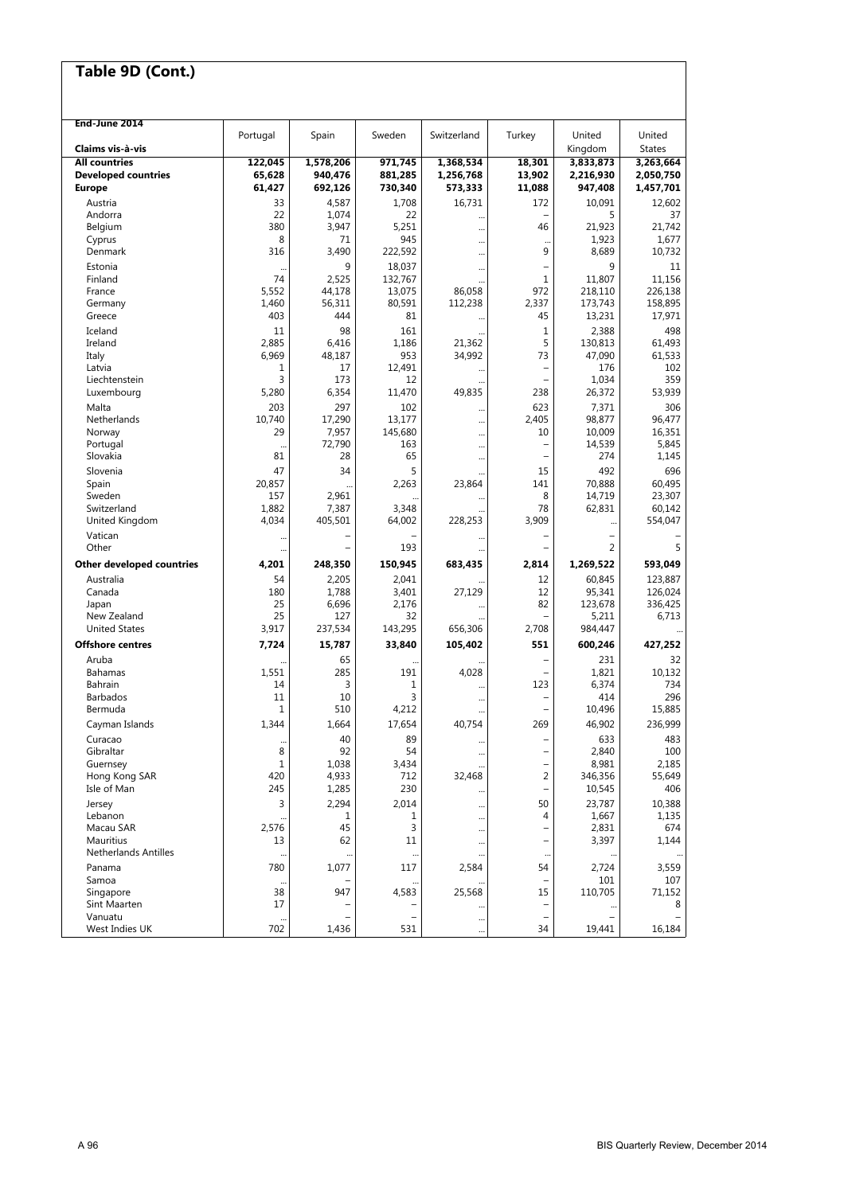## Table 9D (Cont.)

| End-June 2014<br>Claims vis-à-vis | Portugal | Spain | Sweden | Switzerland | Turkey | United Kingdom | United States |
|---|---|---|---|---|---|---|---|
| **All countries** | **122,045** | **1,578,206** | **971,745** | **1,368,534** | **18,301** | **3,833,873** | **3,263,664** |
| **Developed countries** | **65,628** | **940,476** | **881,285** | **1,256,768** | **13,902** | **2,216,930** | **2,050,750** |
| **Europe** | **61,427** | **692,126** | **730,340** | **573,333** | **11,088** | **947,408** | **1,457,701** |
| Austria | 33 | 4,587 | 1,708 | 16,731 | 172 | 10,091 | 12,602 |
| Andorra | 22 | 1,074 | 22 | ... | – | 5 | 37 |
| Belgium | 380 | 3,947 | 5,251 | ... | 46 | 21,923 | 21,742 |
| Cyprus | 8 | 71 | 945 | ... | ... | 1,923 | 1,677 |
| Denmark | 316 | 3,490 | 222,592 | ... | 9 | 8,689 | 10,732 |
| Estonia | ... | 9 | 18,037 | ... | – | 9 | 11 |
| Finland | 74 | 2,525 | 132,767 | ... | 1 | 11,807 | 11,156 |
| France | 5,552 | 44,178 | 13,075 | 86,058 | 972 | 218,110 | 226,138 |
| Germany | 1,460 | 56,311 | 80,591 | 112,238 | 2,337 | 173,743 | 158,895 |
| Greece | 403 | 444 | 81 | ... | 45 | 13,231 | 17,971 |
| Iceland | 11 | 98 | 161 | ... | 1 | 2,388 | 498 |
| Ireland | 2,885 | 6,416 | 1,186 | 21,362 | 5 | 130,813 | 61,493 |
| Italy | 6,969 | 48,187 | 953 | 34,992 | 73 | 47,090 | 61,533 |
| Latvia | 1 | 17 | 12,491 | ... | – | 176 | 102 |
| Liechtenstein | 3 | 173 | 12 | ... | – | 1,034 | 359 |
| Luxembourg | 5,280 | 6,354 | 11,470 | 49,835 | 238 | 26,372 | 53,939 |
| Malta | 203 | 297 | 102 | ... | 623 | 7,371 | 306 |
| Netherlands | 10,740 | 17,290 | 13,177 | ... | 2,405 | 98,877 | 96,477 |
| Norway | 29 | 7,957 | 145,680 | ... | 10 | 10,009 | 16,351 |
| Portugal | ... | 72,790 | 163 | ... | – | 14,539 | 5,845 |
| Slovakia | 81 | 28 | 65 | ... | – | 274 | 1,145 |
| Slovenia | 47 | 34 | 5 | ... | 15 | 492 | 696 |
| Spain | 20,857 | ... | 2,263 | 23,864 | 141 | 70,888 | 60,495 |
| Sweden | 157 | 2,961 | ... | ... | 8 | 14,719 | 23,307 |
| Switzerland | 1,882 | 7,387 | 3,348 | ... | 78 | 62,831 | 60,142 |
| United Kingdom | 4,034 | 405,501 | 64,002 | 228,253 | 3,909 | ... | 554,047 |
| Vatican | ... | – | – | ... | – | – | – |
| Other | ... | – | 193 | ... | – | 2 | 5 |
| **Other developed countries** | **4,201** | **248,350** | **150,945** | **683,435** | **2,814** | **1,269,522** | **593,049** |
| Australia | 54 | 2,205 | 2,041 | ... | 12 | 60,845 | 123,887 |
| Canada | 180 | 1,788 | 3,401 | 27,129 | 12 | 95,341 | 126,024 |
| Japan | 25 | 6,696 | 2,176 | ... | 82 | 123,678 | 336,425 |
| New Zealand | 25 | 127 | 32 | ... | – | 5,211 | 6,713 |
| United States | 3,917 | 237,534 | 143,295 | 656,306 | 2,708 | 984,447 | ... |
| **Offshore centres** | **7,724** | **15,787** | **33,840** | **105,402** | **551** | **600,246** | **427,252** |
| Aruba | ... | 65 | ... | ... | – | 231 | 32 |
| Bahamas | 1,551 | 285 | 191 | 4,028 | – | 1,821 | 10,132 |
| Bahrain | 14 | 3 | 1 | ... | 123 | 6,374 | 734 |
| Barbados | 11 | 10 | 3 | ... | – | 414 | 296 |
| Bermuda | 1 | 510 | 4,212 | ... | – | 10,496 | 15,885 |
| Cayman Islands | 1,344 | 1,664 | 17,654 | 40,754 | 269 | 46,902 | 236,999 |
| Curacao | ... | 40 | 89 | ... | – | 633 | 483 |
| Gibraltar | 8 | 92 | 54 | ... | – | 2,840 | 100 |
| Guernsey | 1 | 1,038 | 3,434 | ... | – | 8,981 | 2,185 |
| Hong Kong SAR | 420 | 4,933 | 712 | 32,468 | 2 | 346,356 | 55,649 |
| Isle of Man | 245 | 1,285 | 230 | ... | – | 10,545 | 406 |
| Jersey | 3 | 2,294 | 2,014 | ... | 50 | 23,787 | 10,388 |
| Lebanon | ... | 1 | 1 | ... | 4 | 1,667 | 1,135 |
| Macau SAR | 2,576 | 45 | 3 | ... | – | 2,831 | 674 |
| Mauritius | 13 | 62 | 11 | ... | – | 3,397 | 1,144 |
| Netherlands Antilles | ... | ... | ... | ... | ... | ... | ... |
| Panama | 780 | 1,077 | 117 | 2,584 | 54 | 2,724 | 3,559 |
| Samoa | ... | – | ... | ... | – | 101 | 107 |
| Singapore | 38 | 947 | 4,583 | 25,568 | 15 | 110,705 | 71,152 |
| Sint Maarten | 17 | – | – | ... | – | ... | 8 |
| Vanuatu | ... | – | – | ... | – | – | – |
| West Indies UK | 702 | 1,436 | 531 | ... | 34 | 19,441 | 16,184 |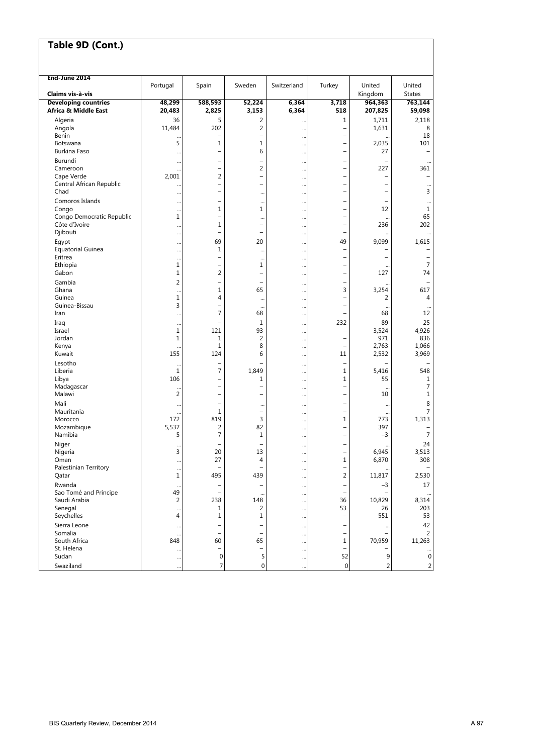## Table 9D (Cont.)

| End-June 2014<br>Claims vis-à-vis | Portugal | Spain | Sweden | Switzerland | Turkey | United Kingdom | United States |
|---|---|---|---|---|---|---|---|
| **Developing countries** | **48,299** | **588,593** | **52,224** | **6,364** | **3,718** | **964,363** | **763,144** |
| **Africa & Middle East** | **20,483** | **2,825** | **3,153** | **6,364** | **518** | **207,825** | **59,098** |
| Algeria | 36 | 5 | 2 | ... | 1 | 1,711 | 2,118 |
| Angola | 11,484 | 202 | 2 | ... | – | 1,631 | 8 |
| Benin | ... | – | – | ... | – | ... | 18 |
| Botswana | 5 | 1 | 1 | ... | – | 2,035 | 101 |
| Burkina Faso | ... | – | 6 | ... | – | 27 | – |
| Burundi | ... | – | – | ... | – | – | ... |
| Cameroon | ... | – | 2 | ... | – | 227 | 361 |
| Cape Verde | 2,001 | 2 | – | ... | – | – | – |
| Central African Republic | ... | – | – | ... | – | – | ... |
| Chad | ... | – | ... | ... | – | – | 3 |
| Comoros Islands | ... | – | ... | ... | – | – | ... |
| Congo | ... | 1 | 1 | ... | – | 12 | 1 |
| Congo Democratic Republic | 1 | – | ... | ... | – | ... | 65 |
| Côte d'Ivoire | ... | 1 | – | ... | – | 236 | 202 |
| Djibouti | ... | – | – | ... | – | ... | ... |
| Egypt | ... | 69 | 20 | ... | 49 | 9,099 | 1,615 |
| Equatorial Guinea | ... | 1 | ... | ... | – | – | – |
| Eritrea | ... | – | ... | ... | – | – | – |
| Ethiopia | 1 | – | 1 | ... | – | ... | 7 |
| Gabon | 1 | 2 | – | ... | – | 127 | 74 |
| Gambia | 2 | – | – | ... | – | ... | – |
| Ghana | ... | 1 | 65 | ... | 3 | 3,254 | 617 |
| Guinea | 1 | 4 | ... | ... | – | 2 | 4 |
| Guinea-Bissau | 3 | – | ... | ... | – | ... | ... |
| Iran | ... | 7 | 68 | ... | – | 68 | 12 |
| Iraq | ... | – | 1 | ... | 232 | 89 | 25 |
| Israel | 1 | 121 | 93 | ... | – | 3,524 | 4,926 |
| Jordan | 1 | 1 | 2 | ... | – | 971 | 836 |
| Kenya | ... | 1 | 8 | ... | – | 2,763 | 1,066 |
| Kuwait | 155 | 124 | 6 | ... | 11 | 2,532 | 3,969 |
| Lesotho | ... | – | – | ... | – | – | – |
| Liberia | 1 | 7 | 1,849 | ... | 1 | 5,416 | 548 |
| Libya | 106 | – | 1 | ... | 1 | 55 | 1 |
| Madagascar | ... | – | – | ... | – | ... | 7 |
| Malawi | 2 | – | – | ... | – | 10 | 1 |
| Mali | ... | – | ... | ... | – | ... | 8 |
| Mauritania | ... | 1 | – | ... | – | ... | 7 |
| Morocco | 172 | 819 | 3 | ... | 1 | 773 | 1,313 |
| Mozambique | 5,537 | 2 | 82 | ... | – | 397 | – |
| Namibia | 5 | 7 | 1 | ... | – | −3 | 7 |
| Niger | ... | – | – | ... | – | ... | 24 |
| Nigeria | 3 | 20 | 13 | ... | – | 6,945 | 3,513 |
| Oman | ... | 27 | 4 | ... | 1 | 6,870 | 308 |
| Palestinian Territory | ... | – | – | ... | – | ... | – |
| Qatar | 1 | 495 | 439 | ... | 2 | 11,817 | 2,530 |
| Rwanda | ... | – | – | ... | – | −3 | 17 |
| Sao Tomé and Principe | 49 | – | ... | ... | – | – | ... |
| Saudi Arabia | 2 | 238 | 148 | ... | 36 | 10,829 | 8,314 |
| Senegal | ... | 1 | 2 | ... | 53 | 26 | 203 |
| Seychelles | 4 | 1 | 1 | ... | – | 551 | 53 |
| Sierra Leone | ... | – | – | ... | – | ... | 42 |
| Somalia | ... | – | – | ... | – | – | 2 |
| South Africa | 848 | 60 | 65 | ... | 1 | 70,959 | 11,263 |
| St. Helena | ... | – | – | ... | – | – | ... |
| Sudan | ... | 0 | 5 | ... | 52 | 9 | 0 |
| Swaziland | ... | 7 | 0 | ... | 0 | 2 | 2 |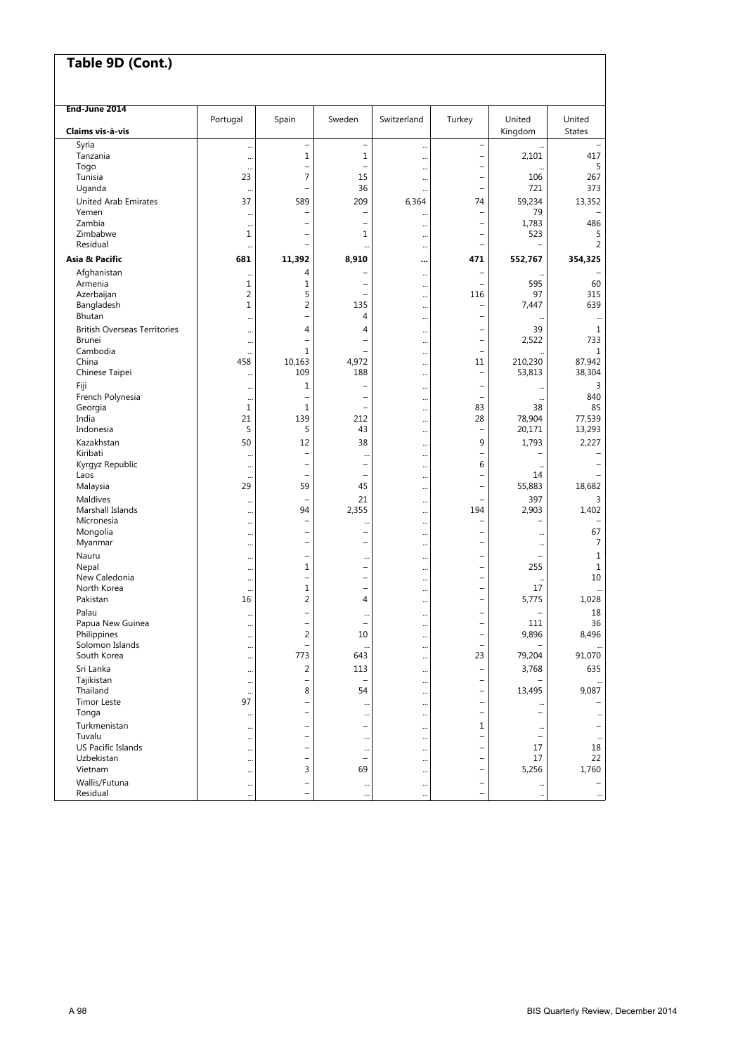## Table 9D (Cont.)

| End-June 2014<br>Claims vis-à-vis | Portugal | Spain | Sweden | Switzerland | Turkey | United Kingdom | United States |
|---|---|---|---|---|---|---|---|
| Syria | ... | – | – | ... | – | ... | – |
| Tanzania | ... | 1 | 1 | ... | – | 2,101 | 417 |
| Togo | ... | – | – | ... | – | ... | 5 |
| Tunisia | 23 | 7 | 15 | ... | – | 106 | 267 |
| Uganda | ... | – | 36 | ... | – | 721 | 373 |
| United Arab Emirates | 37 | 589 | 209 | 6,364 | 74 | 59,234 | 13,352 |
| Yemen | ... | – | – | ... | – | 79 | – |
| Zambia | ... | – | – | ... | – | 1,783 | 486 |
| Zimbabwe | 1 | – | 1 | ... | – | 523 | 5 |
| Residual | ... | – | ... | ... | – | – | 2 |
| **Asia & Pacific** | **681** | **11,392** | **8,910** | **...** | **471** | **552,767** | **354,325** |
| Afghanistan | ... | 4 | – | ... | – | ... | – |
| Armenia | 1 | 1 | – | ... | – | 595 | 60 |
| Azerbaijan | 2 | 5 | – | ... | 116 | 97 | 315 |
| Bangladesh | 1 | 2 | 135 | ... | – | 7,447 | 639 |
| Bhutan | ... | – | 4 | ... | – | ... | ... |
| British Overseas Territories | ... | 4 | 4 | ... | – | 39 | 1 |
| Brunei | ... | – | – | ... | – | 2,522 | 733 |
| Cambodia | ... | 1 | – | ... | – | ... | 1 |
| China | 458 | 10,163 | 4,972 | ... | 11 | 210,230 | 87,942 |
| Chinese Taipei | ... | 109 | 188 | ... | – | 53,813 | 38,304 |
| Fiji | ... | 1 | – | ... | – | ... | 3 |
| French Polynesia | ... | – | – | ... | – | ... | 840 |
| Georgia | 1 | 1 | – | ... | 83 | 38 | 85 |
| India | 21 | 139 | 212 | ... | 28 | 78,904 | 77,539 |
| Indonesia | 5 | 5 | 43 | ... | – | 20,171 | 13,293 |
| Kazakhstan | 50 | 12 | 38 | ... | 9 | 1,793 | 2,227 |
| Kiribati | ... | – | ... | ... | – | – | – |
| Kyrgyz Republic | ... | – | – | ... | 6 | ... | – |
| Laos | ... | – | – | ... | – | 14 | – |
| Malaysia | 29 | 59 | 45 | ... | – | 55,883 | 18,682 |
| Maldives | ... | – | 21 | ... | – | 397 | 3 |
| Marshall Islands | ... | 94 | 2,355 | ... | 194 | 2,903 | 1,402 |
| Micronesia | ... | – | ... | ... | – | – | – |
| Mongolia | ... | – | – | ... | – | ... | 67 |
| Myanmar | ... | – | – | ... | – | ... | 7 |
| Nauru | ... | – | ... | ... | – | – | 1 |
| Nepal | ... | 1 | – | ... | – | 255 | 1 |
| New Caledonia | ... | – | – | ... | – | ... | 10 |
| North Korea | ... | 1 | – | ... | – | 17 | ... |
| Pakistan | 16 | 2 | 4 | ... | – | 5,775 | 1,028 |
| Palau | ... | – | ... | ... | – | – | 18 |
| Papua New Guinea | ... | – | – | ... | – | 111 | 36 |
| Philippines | ... | 2 | 10 | ... | – | 9,896 | 8,496 |
| Solomon Islands | ... | – | ... | ... | – | – | ... |
| South Korea | ... | 773 | 643 | ... | 23 | 79,204 | 91,070 |
| Sri Lanka | ... | 2 | 113 | ... | – | 3,768 | 635 |
| Tajikistan | ... | – | – | ... | – | – | ... |
| Thailand | ... | 8 | 54 | ... | – | 13,495 | 9,087 |
| Timor Leste | 97 | – | ... | ... | – | ... | – |
| Tonga | ... | – | ... | ... | – | – | ... |
| Turkmenistan | ... | – | – | ... | 1 | ... | – |
| Tuvalu | ... | – | ... | ... | – | – | ... |
| US Pacific Islands | ... | – | ... | ... | – | 17 | 18 |
| Uzbekistan | ... | – | – | ... | – | 17 | 22 |
| Vietnam | ... | 3 | 69 | ... | – | 5,256 | 1,760 |
| Wallis/Futuna | ... | – | ... | ... | – | ... | – |
| Residual | ... | – | ... | ... | – | ... | ... |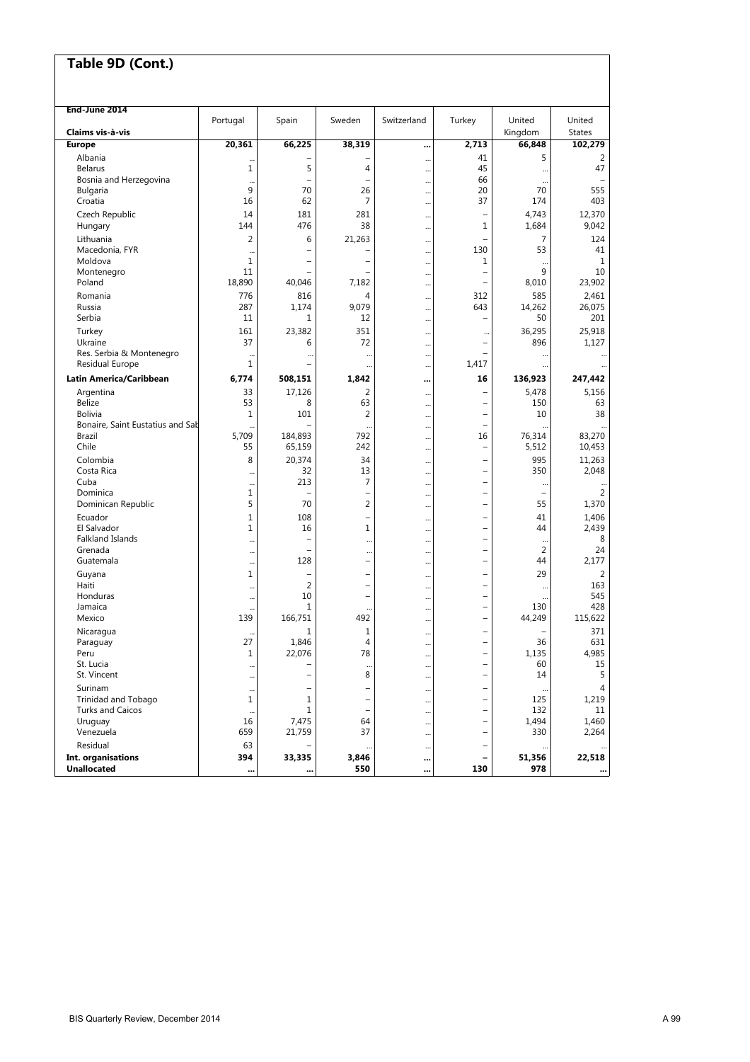# Table 9D (Cont.)

| End-June 2014<br>Claims vis-à-vis | Portugal | Spain | Sweden | Switzerland | Turkey | United Kingdom | United States |
|---|---|---|---|---|---|---|---|
| **Europe** | **20,361** | **66,225** | **38,319** | **...** | **2,713** | **66,848** | **102,279** |
| Albania | ... | – | – | ... | 41 | 5 | 2 |
| Belarus | 1 | 5 | 4 | ... | 45 | ... | 47 |
| Bosnia and Herzegovina | ... | – | – | ... | 66 | ... | – |
| Bulgaria | 9 | 70 | 26 | ... | 20 | 70 | 555 |
| Croatia | 16 | 62 | 7 | ... | 37 | 174 | 403 |
| Czech Republic | 14 | 181 | 281 | ... | – | 4,743 | 12,370 |
| Hungary | 144 | 476 | 38 | ... | 1 | 1,684 | 9,042 |
| Lithuania | 2 | 6 | 21,263 | ... | – | 7 | 124 |
| Macedonia, FYR | ... | – | – | ... | 130 | 53 | 41 |
| Moldova | 1 | – | – | ... | 1 | ... | 1 |
| Montenegro | 11 | – | – | ... | – | 9 | 10 |
| Poland | 18,890 | 40,046 | 7,182 | ... | – | 8,010 | 23,902 |
| Romania | 776 | 816 | 4 | ... | 312 | 585 | 2,461 |
| Russia | 287 | 1,174 | 9,079 | ... | 643 | 14,262 | 26,075 |
| Serbia | 11 | 1 | 12 | ... | – | 50 | 201 |
| Turkey | 161 | 23,382 | 351 | ... | ... | 36,295 | 25,918 |
| Ukraine | 37 | 6 | 72 | ... | – | 896 | 1,127 |
| Res. Serbia & Montenegro | ... | ... | ... | ... | – | ... | ... |
| Residual Europe | 1 | – | ... | ... | 1,417 | ... | ... |
| **Latin America/Caribbean** | **6,774** | **508,151** | **1,842** | **...** | **16** | **136,923** | **247,442** |
| Argentina | 33 | 17,126 | 2 | ... | – | 5,478 | 5,156 |
| Belize | 53 | 8 | 63 | ... | – | 150 | 63 |
| Bolivia | 1 | 101 | 2 | ... | – | 10 | 38 |
| Bonaire, Saint Eustatius and Sab | ... | – | ... | ... | – | ... | ... |
| Brazil | 5,709 | 184,893 | 792 | ... | 16 | 76,314 | 83,270 |
| Chile | 55 | 65,159 | 242 | ... | – | 5,512 | 10,453 |
| Colombia | 8 | 20,374 | 34 | ... | – | 995 | 11,263 |
| Costa Rica | ... | 32 | 13 | ... | – | 350 | 2,048 |
| Cuba | ... | 213 | 7 | ... | – | ... | ... |
| Dominica | 1 | – | – | ... | – | – | 2 |
| Dominican Republic | 5 | 70 | 2 | ... | – | 55 | 1,370 |
| Ecuador | 1 | 108 | – | ... | – | 41 | 1,406 |
| El Salvador | 1 | 16 | 1 | ... | – | 44 | 2,439 |
| Falkland Islands | ... | – | ... | ... | – | ... | 8 |
| Grenada | ... | – | ... | ... | – | 2 | 24 |
| Guatemala | ... | 128 | – | ... | – | 44 | 2,177 |
| Guyana | 1 | – | – | ... | – | 29 | 2 |
| Haiti | ... | 2 | – | ... | – | ... | 163 |
| Honduras | ... | 10 | – | ... | – | ... | 545 |
| Jamaica | ... | 1 | ... | ... | – | 130 | 428 |
| Mexico | 139 | 166,751 | 492 | ... | – | 44,249 | 115,622 |
| Nicaragua | ... | 1 | 1 | ... | – | – | 371 |
| Paraguay | 27 | 1,846 | 4 | ... | – | 36 | 631 |
| Peru | 1 | 22,076 | 78 | ... | – | 1,135 | 4,985 |
| St. Lucia | ... | – | ... | ... | – | 60 | 15 |
| St. Vincent | ... | – | 8 | ... | – | 14 | 5 |
| Surinam | ... | – | – | ... | – | ... | 4 |
| Trinidad and Tobago | 1 | 1 | – | ... | – | 125 | 1,219 |
| Turks and Caicos | ... | 1 | – | ... | – | 132 | 11 |
| Uruguay | 16 | 7,475 | 64 | ... | – | 1,494 | 1,460 |
| Venezuela | 659 | 21,759 | 37 | ... | – | 330 | 2,264 |
| Residual | 63 | – | ... | ... | – | ... | ... |
| **Int. organisations** | **394** | **33,335** | **3,846** | **...** | **–** | **51,356** | **22,518** |
| **Unallocated** | **...** | **...** | **550** | **...** | **130** | **978** | **...** |